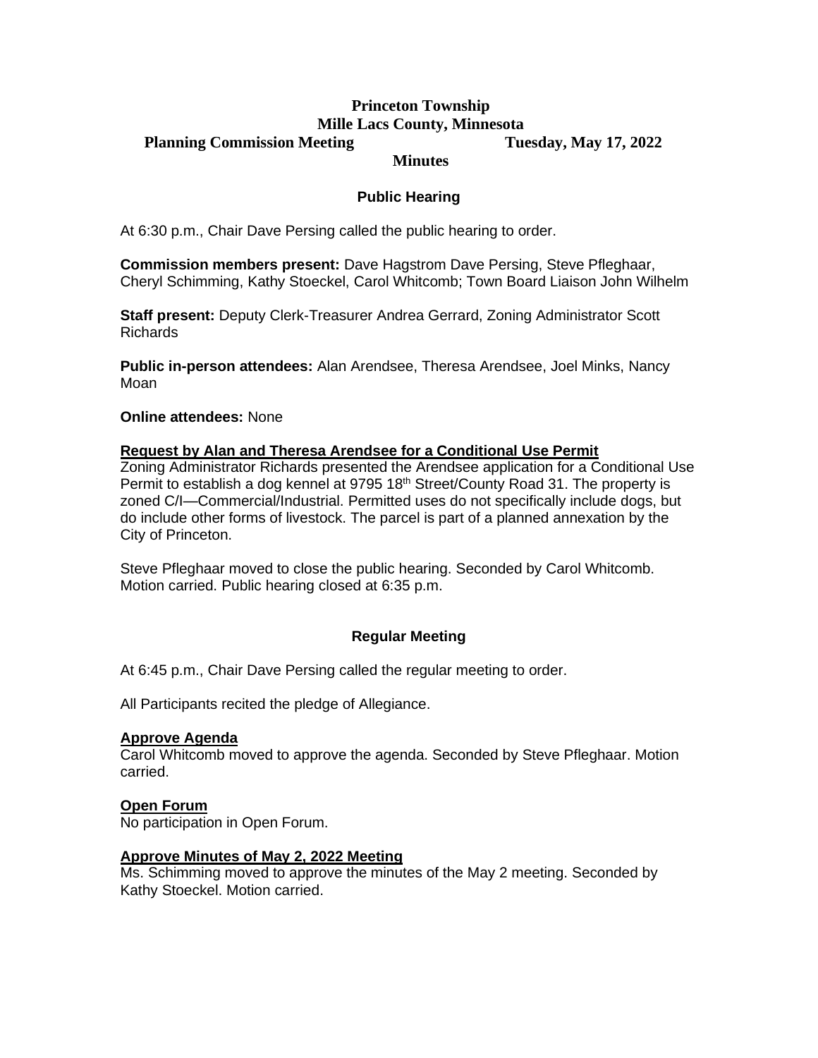# Princeton Township
# Mille Lacs County, Minnesota

**Planning Commission Meeting** **Tuesday, May 17, 2022**

**Minutes**

## Public Hearing

At 6:30 p.m., Chair Dave Persing called the public hearing to order.

**Commission members present:** Dave Hagstrom Dave Persing, Steve Pfleghaar, Cheryl Schimming, Kathy Stoeckel, Carol Whitcomb; Town Board Liaison John Wilhelm

**Staff present:** Deputy Clerk-Treasurer Andrea Gerrard, Zoning Administrator Scott Richards

**Public in-person attendees:** Alan Arendsee, Theresa Arendsee, Joel Minks, Nancy Moan

**Online attendees:** None

### Request by Alan and Theresa Arendsee for a Conditional Use Permit

Zoning Administrator Richards presented the Arendsee application for a Conditional Use Permit to establish a dog kennel at 9795 18th Street/County Road 31. The property is zoned C/I—Commercial/Industrial. Permitted uses do not specifically include dogs, but do include other forms of livestock. The parcel is part of a planned annexation by the City of Princeton.

Steve Pfleghaar moved to close the public hearing. Seconded by Carol Whitcomb. Motion carried. Public hearing closed at 6:35 p.m.

## Regular Meeting

At 6:45 p.m., Chair Dave Persing called the regular meeting to order.

All Participants recited the pledge of Allegiance.

### Approve Agenda

Carol Whitcomb moved to approve the agenda. Seconded by Steve Pfleghaar. Motion carried.

### Open Forum

No participation in Open Forum.

### Approve Minutes of May 2, 2022 Meeting

Ms. Schimming moved to approve the minutes of the May 2 meeting. Seconded by Kathy Stoeckel. Motion carried.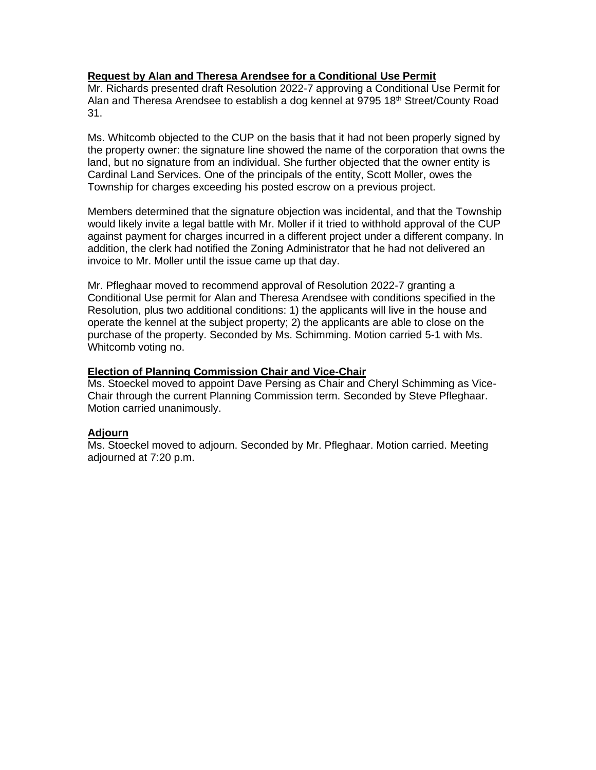**Request by Alan and Theresa Arendsee for a Conditional Use Permit**

Mr. Richards presented draft Resolution 2022-7 approving a Conditional Use Permit for Alan and Theresa Arendsee to establish a dog kennel at 9795 18th Street/County Road 31.

Ms. Whitcomb objected to the CUP on the basis that it had not been properly signed by the property owner: the signature line showed the name of the corporation that owns the land, but no signature from an individual. She further objected that the owner entity is Cardinal Land Services. One of the principals of the entity, Scott Moller, owes the Township for charges exceeding his posted escrow on a previous project.

Members determined that the signature objection was incidental, and that the Township would likely invite a legal battle with Mr. Moller if it tried to withhold approval of the CUP against payment for charges incurred in a different project under a different company. In addition, the clerk had notified the Zoning Administrator that he had not delivered an invoice to Mr. Moller until the issue came up that day.

Mr. Pfleghaar moved to recommend approval of Resolution 2022-7 granting a Conditional Use permit for Alan and Theresa Arendsee with conditions specified in the Resolution, plus two additional conditions: 1) the applicants will live in the house and operate the kennel at the subject property; 2) the applicants are able to close on the purchase of the property. Seconded by Ms. Schimming. Motion carried 5-1 with Ms. Whitcomb voting no.

**Election of Planning Commission Chair and Vice-Chair**

Ms. Stoeckel moved to appoint Dave Persing as Chair and Cheryl Schimming as Vice-Chair through the current Planning Commission term. Seconded by Steve Pfleghaar. Motion carried unanimously.

**Adjourn**

Ms. Stoeckel moved to adjourn. Seconded by Mr. Pfleghaar. Motion carried. Meeting adjourned at 7:20 p.m.